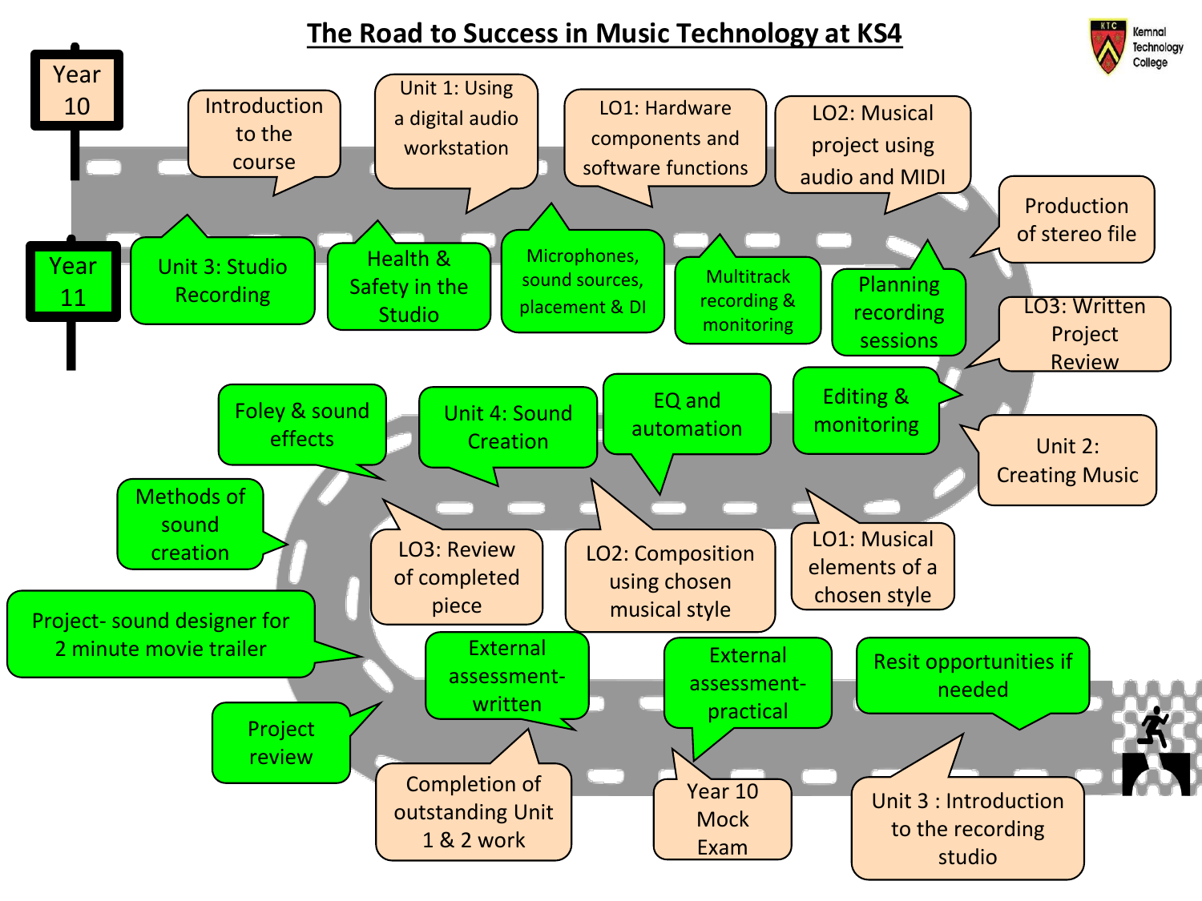# The Road to Success in Music Technology at KS4

Kemnal Technology College

**Year 10**

- Introduction to the course
- Unit 1: Using a digital audio workstation
- LO1: Hardware components and software functions
- LO2: Musical project using audio and MIDI
- Production of stereo file
- LO3: Written Project Review
- Unit 2: Creating Music
- LO1: Musical elements of a chosen style
- LO2: Composition using chosen musical style
- LO3: Review of completed piece
- Completion of outstanding Unit 1 & 2 work
- Year 10 Mock Exam
- Unit 3 : Introduction to the recording studio

**Year 11**

- Unit 3: Studio Recording
- Health & Safety in the Studio
- Microphones, sound sources, placement & DI
- Multitrack recording & monitoring
- Planning recording sessions
- Editing & monitoring
- EQ and automation
- Unit 4: Sound Creation
- Foley & sound effects
- Methods of sound creation
- Project- sound designer for 2 minute movie trailer
- Project review
- External assessment- written
- External assessment- practical
- Resit opportunities if needed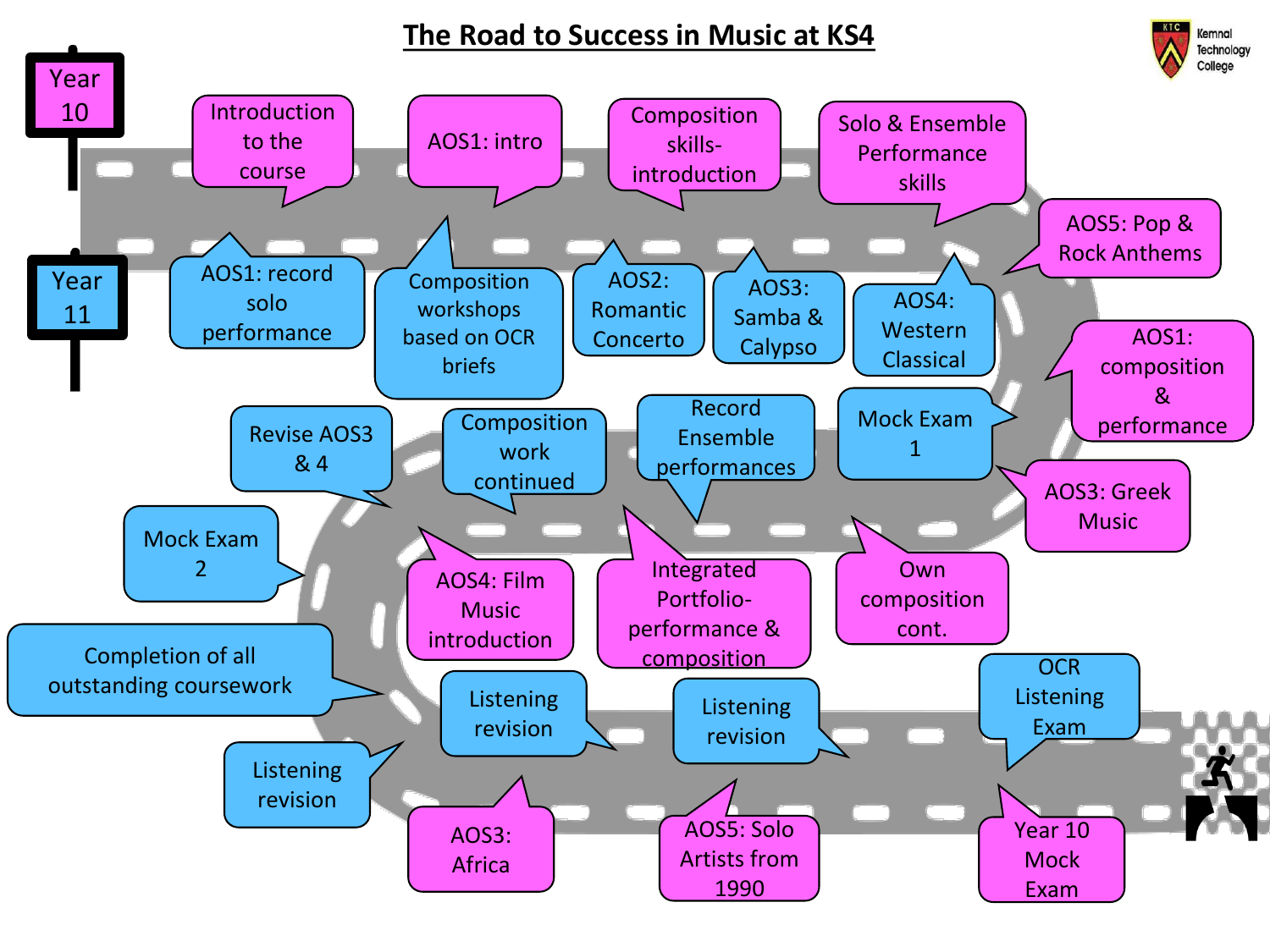# The Road to Success in Music at KS4

Kemnal Technology College

Year 10

Year 11

Introduction to the course

AOS1: intro

Composition skills- introduction

Solo & Ensemble Performance skills

AOS5: Pop & Rock Anthems

AOS1: record solo performance

Composition workshops based on OCR briefs

AOS2: Romantic Concerto

AOS3: Samba & Calypso

AOS4: Western Classical

AOS1: composition & performance

Revise AOS3 & 4

Composition work continued

Record Ensemble performances

Mock Exam 1

AOS3: Greek Music

Mock Exam 2

AOS4: Film Music introduction

Integrated Portfolio- performance & composition

Own composition cont.

Completion of all outstanding coursework

Listening revision

Listening revision

OCR Listening Exam

Listening revision

AOS3: Africa

AOS5: Solo Artists from 1990

Year 10 Mock Exam